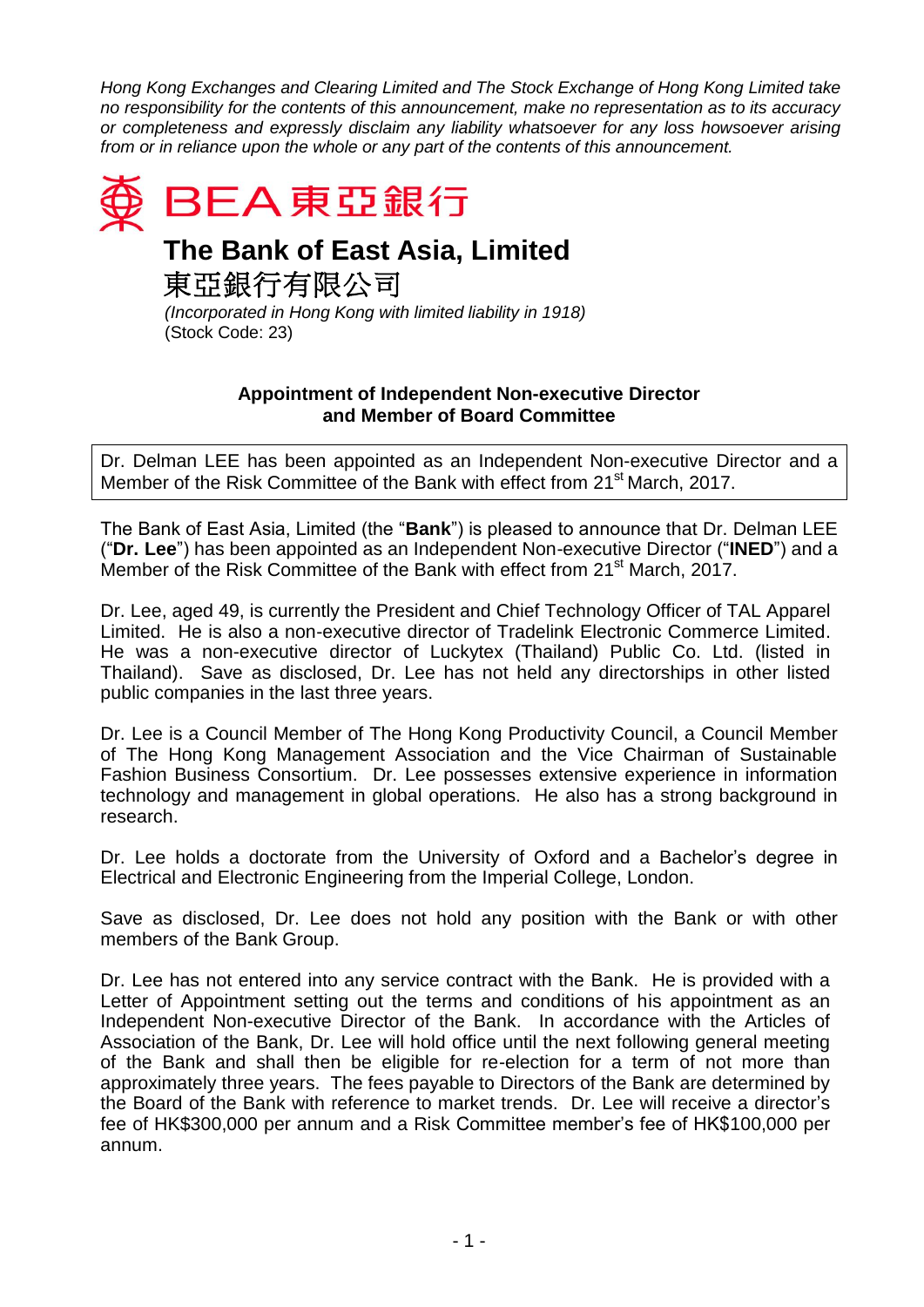*Hong Kong Exchanges and Clearing Limited and The Stock Exchange of Hong Kong Limited take no responsibility for the contents of this announcement, make no representation as to its accuracy or completeness and expressly disclaim any liability whatsoever for any loss howsoever arising from or in reliance upon the whole or any part of the contents of this announcement.*

BEA 東亞銀行

# The Bank of East Asia, Limited

# 東亞銀行有限公司

*(Incorporated in Hong Kong with limited liability in 1918)*
(Stock Code: 23)

## Appointment of Independent Non-executive Director and Member of Board Committee

Dr. Delman LEE has been appointed as an Independent Non-executive Director and a Member of the Risk Committee of the Bank with effect from 21st March, 2017.

The Bank of East Asia, Limited (the "**Bank**") is pleased to announce that Dr. Delman LEE ("**Dr. Lee**") has been appointed as an Independent Non-executive Director ("**INED**") and a Member of the Risk Committee of the Bank with effect from 21st March, 2017.

Dr. Lee, aged 49, is currently the President and Chief Technology Officer of TAL Apparel Limited. He is also a non-executive director of Tradelink Electronic Commerce Limited. He was a non-executive director of Luckytex (Thailand) Public Co. Ltd. (listed in Thailand). Save as disclosed, Dr. Lee has not held any directorships in other listed public companies in the last three years.

Dr. Lee is a Council Member of The Hong Kong Productivity Council, a Council Member of The Hong Kong Management Association and the Vice Chairman of Sustainable Fashion Business Consortium. Dr. Lee possesses extensive experience in information technology and management in global operations. He also has a strong background in research.

Dr. Lee holds a doctorate from the University of Oxford and a Bachelor's degree in Electrical and Electronic Engineering from the Imperial College, London.

Save as disclosed, Dr. Lee does not hold any position with the Bank or with other members of the Bank Group.

Dr. Lee has not entered into any service contract with the Bank. He is provided with a Letter of Appointment setting out the terms and conditions of his appointment as an Independent Non-executive Director of the Bank. In accordance with the Articles of Association of the Bank, Dr. Lee will hold office until the next following general meeting of the Bank and shall then be eligible for re-election for a term of not more than approximately three years. The fees payable to Directors of the Bank are determined by the Board of the Bank with reference to market trends. Dr. Lee will receive a director's fee of HK$300,000 per annum and a Risk Committee member's fee of HK$100,000 per annum.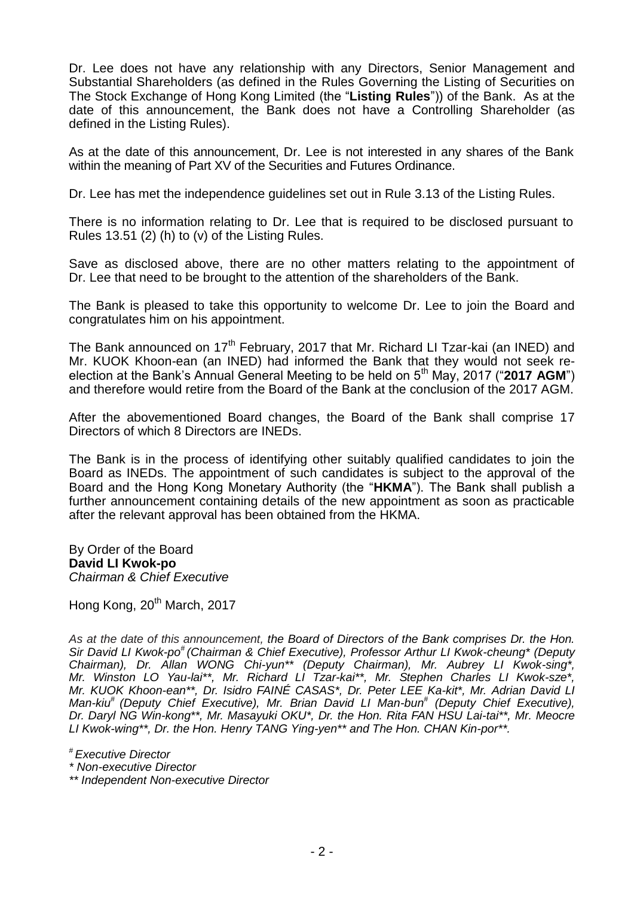Dr. Lee does not have any relationship with any Directors, Senior Management and Substantial Shareholders (as defined in the Rules Governing the Listing of Securities on The Stock Exchange of Hong Kong Limited (the "**Listing Rules**")) of the Bank. As at the date of this announcement, the Bank does not have a Controlling Shareholder (as defined in the Listing Rules).

As at the date of this announcement, Dr. Lee is not interested in any shares of the Bank within the meaning of Part XV of the Securities and Futures Ordinance.

Dr. Lee has met the independence guidelines set out in Rule 3.13 of the Listing Rules.

There is no information relating to Dr. Lee that is required to be disclosed pursuant to Rules 13.51 (2) (h) to (v) of the Listing Rules.

Save as disclosed above, there are no other matters relating to the appointment of Dr. Lee that need to be brought to the attention of the shareholders of the Bank.

The Bank is pleased to take this opportunity to welcome Dr. Lee to join the Board and congratulates him on his appointment.

The Bank announced on 17th February, 2017 that Mr. Richard LI Tzar-kai (an INED) and Mr. KUOK Khoon-ean (an INED) had informed the Bank that they would not seek re-election at the Bank's Annual General Meeting to be held on 5th May, 2017 ("**2017 AGM**") and therefore would retire from the Board of the Bank at the conclusion of the 2017 AGM.

After the abovementioned Board changes, the Board of the Bank shall comprise 17 Directors of which 8 Directors are INEDs.

The Bank is in the process of identifying other suitably qualified candidates to join the Board as INEDs. The appointment of such candidates is subject to the approval of the Board and the Hong Kong Monetary Authority (the "**HKMA**"). The Bank shall publish a further announcement containing details of the new appointment as soon as practicable after the relevant approval has been obtained from the HKMA.

By Order of the Board
**David LI Kwok-po**
*Chairman & Chief Executive*

Hong Kong, 20th March, 2017

*As at the date of this announcement, the Board of Directors of the Bank comprises Dr. the Hon. Sir David LI Kwok-po# (Chairman & Chief Executive), Professor Arthur LI Kwok-cheung* (Deputy Chairman), Dr. Allan WONG Chi-yun** (Deputy Chairman), Mr. Aubrey LI Kwok-sing*, Mr. Winston LO Yau-lai**, Mr. Richard LI Tzar-kai**, Mr. Stephen Charles LI Kwok-sze*, Mr. KUOK Khoon-ean**, Dr. Isidro FAINÉ CASAS*, Dr. Peter LEE Ka-kit*, Mr. Adrian David LI Man-kiu# (Deputy Chief Executive), Mr. Brian David LI Man-bun# (Deputy Chief Executive), Dr. Daryl NG Win-kong**, Mr. Masayuki OKU*, Dr. the Hon. Rita FAN HSU Lai-tai**, Mr. Meocre LI Kwok-wing**, Dr. the Hon. Henry TANG Ying-yen** and The Hon. CHAN Kin-por**.*

*# Executive Director*
*\* Non-executive Director*
*\*\* Independent Non-executive Director*